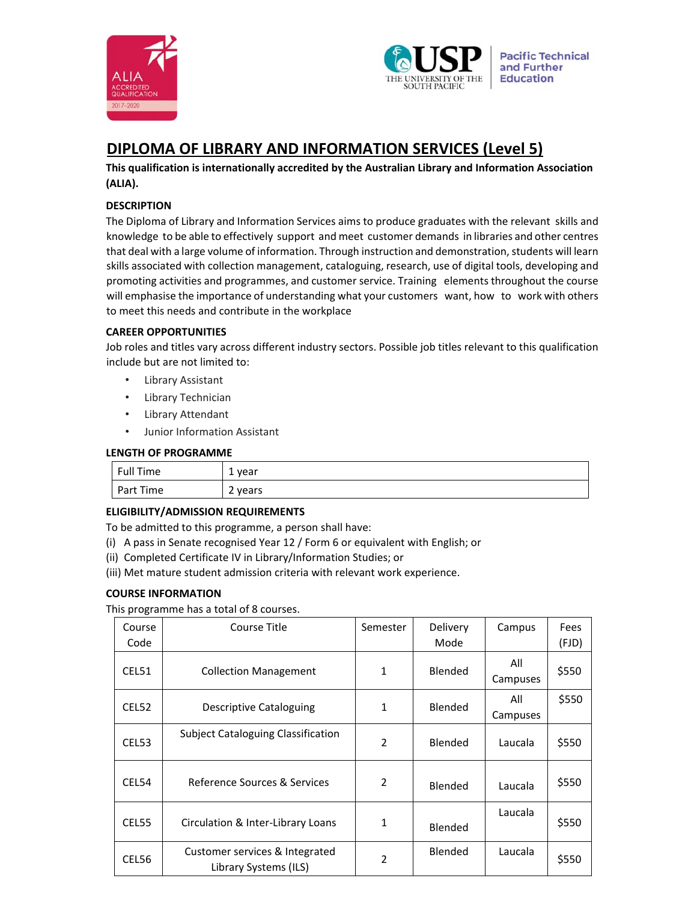# DIPLOMA OF LIBRARY AND INFORMATION SERVICES (Level 5)

**This qualification is internationally accredited by the Australian Library and Information Association (ALIA).**

### DESCRIPTION

The Diploma of Library and Information Services aims to produce graduates with the relevant skills and knowledge to be able to effectively support and meet customer demands in libraries and other centres that deal with a large volume of information. Through instruction and demonstration, students will learn skills associated with collection management, cataloguing, research, use of digital tools, developing and promoting activities and programmes, and customer service. Training elements throughout the course will emphasise the importance of understanding what your customers want, how to work with others to meet this needs and contribute in the workplace

### CAREER OPPORTUNITIES

Job roles and titles vary across different industry sectors. Possible job titles relevant to this qualification include but are not limited to:

- Library Assistant
- Library Technician
- Library Attendant
- Junior Information Assistant

### LENGTH OF PROGRAMME

| Full Time | 1 year |
|---|---|
| Part Time | 2 years |

### ELIGIBILITY/ADMISSION REQUIREMENTS

To be admitted to this programme, a person shall have:

(i) A pass in Senate recognised Year 12 / Form 6 or equivalent with English; or
(ii) Completed Certificate IV in Library/Information Studies; or
(iii) Met mature student admission criteria with relevant work experience.

### COURSE INFORMATION

This programme has a total of 8 courses.

| Course Code | Course Title | Semester | Delivery Mode | Campus | Fees (FJD) |
|---|---|---|---|---|---|
| CEL51 | Collection Management | 1 | Blended | All Campuses | $550 |
| CEL52 | Descriptive Cataloguing | 1 | Blended | All Campuses | $550 |
| CEL53 | Subject Cataloguing Classification | 2 | Blended | Laucala | $550 |
| CEL54 | Reference Sources & Services | 2 | Blended | Laucala | $550 |
| CEL55 | Circulation & Inter-Library Loans | 1 | Blended | Laucala | $550 |
| CEL56 | Customer services & Integrated Library Systems (ILS) | 2 | Blended | Laucala | $550 |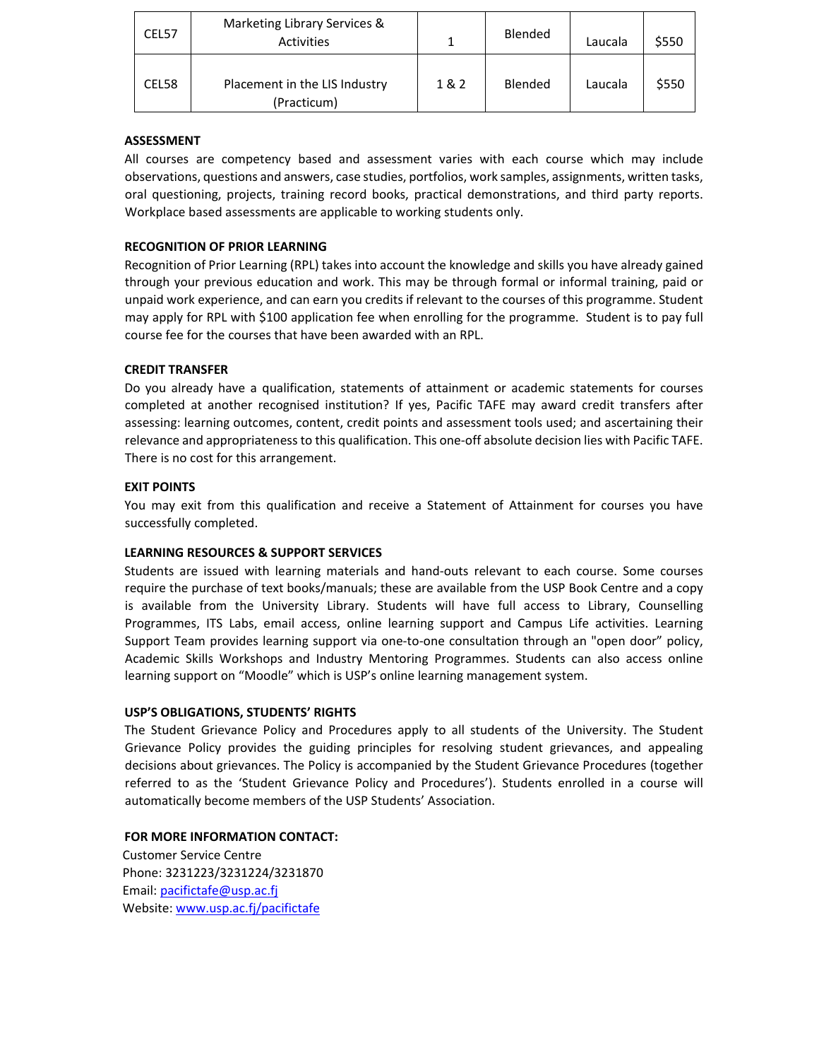| | | | | | |
|---|---|---|---|---|---|
| CEL57 | Marketing Library Services & Activities | 1 | Blended | Laucala | $550 |
| CEL58 | Placement in the LIS Industry (Practicum) | 1 & 2 | Blended | Laucala | $550 |

**ASSESSMENT**

All courses are competency based and assessment varies with each course which may include observations, questions and answers, case studies, portfolios, work samples, assignments, written tasks, oral questioning, projects, training record books, practical demonstrations, and third party reports. Workplace based assessments are applicable to working students only.

**RECOGNITION OF PRIOR LEARNING**

Recognition of Prior Learning (RPL) takes into account the knowledge and skills you have already gained through your previous education and work. This may be through formal or informal training, paid or unpaid work experience, and can earn you credits if relevant to the courses of this programme. Student may apply for RPL with $100 application fee when enrolling for the programme. Student is to pay full course fee for the courses that have been awarded with an RPL.

**CREDIT TRANSFER**

Do you already have a qualification, statements of attainment or academic statements for courses completed at another recognised institution? If yes, Pacific TAFE may award credit transfers after assessing: learning outcomes, content, credit points and assessment tools used; and ascertaining their relevance and appropriateness to this qualification. This one-off absolute decision lies with Pacific TAFE. There is no cost for this arrangement.

**EXIT POINTS**

You may exit from this qualification and receive a Statement of Attainment for courses you have successfully completed.

**LEARNING RESOURCES & SUPPORT SERVICES**

Students are issued with learning materials and hand-outs relevant to each course. Some courses require the purchase of text books/manuals; these are available from the USP Book Centre and a copy is available from the University Library. Students will have full access to Library, Counselling Programmes, ITS Labs, email access, online learning support and Campus Life activities. Learning Support Team provides learning support via one-to-one consultation through an "open door" policy, Academic Skills Workshops and Industry Mentoring Programmes. Students can also access online learning support on "Moodle" which is USP's online learning management system.

**USP'S OBLIGATIONS, STUDENTS' RIGHTS**

The Student Grievance Policy and Procedures apply to all students of the University. The Student Grievance Policy provides the guiding principles for resolving student grievances, and appealing decisions about grievances. The Policy is accompanied by the Student Grievance Procedures (together referred to as the 'Student Grievance Policy and Procedures'). Students enrolled in a course will automatically become members of the USP Students' Association.

**FOR MORE INFORMATION CONTACT:**

Customer Service Centre
Phone: 3231223/3231224/3231870
Email: pacifictafe@usp.ac.fj
Website: www.usp.ac.fj/pacifictafe